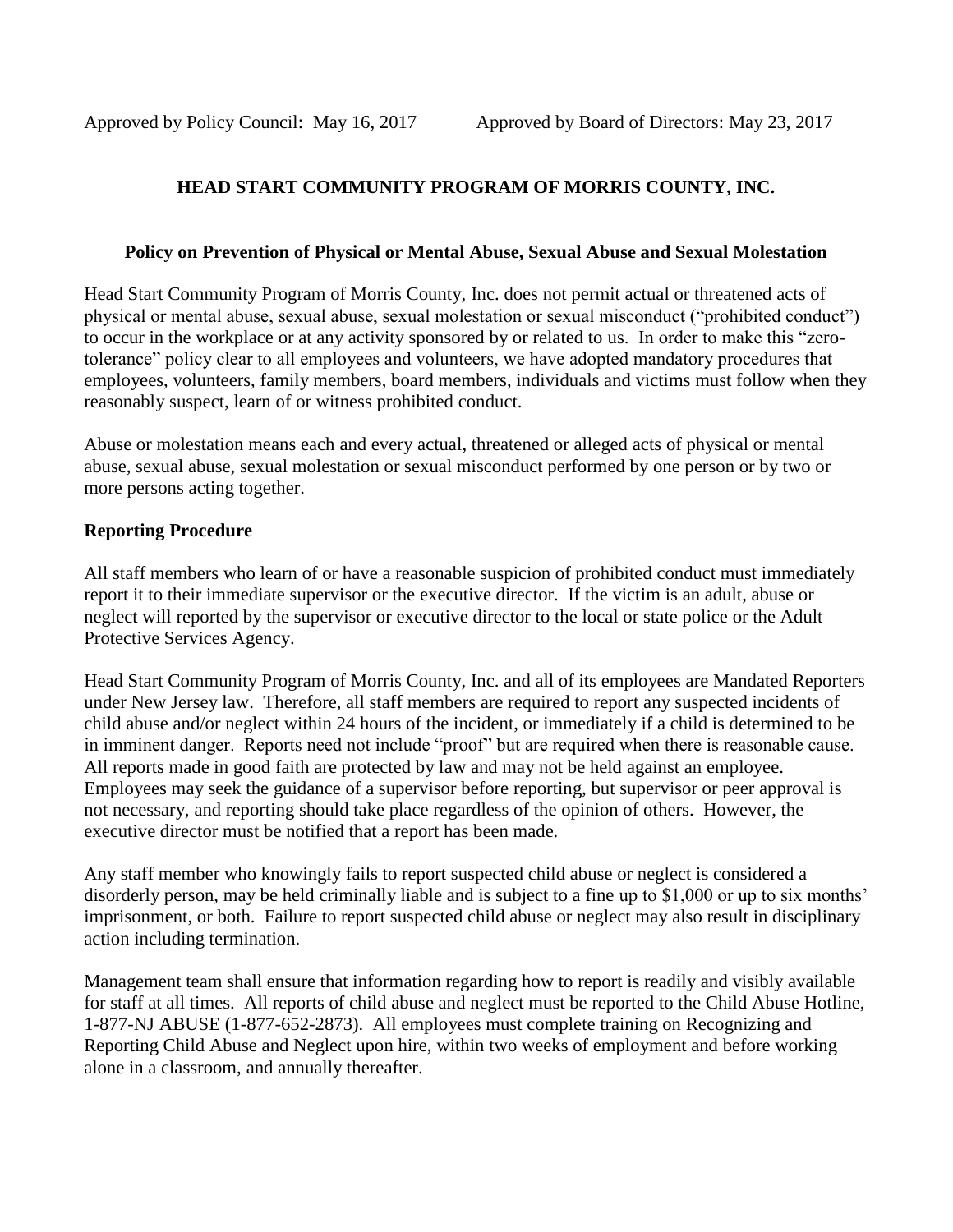Approved by Policy Council: May 16, 2017 Approved by Board of Directors: May 23, 2017

# HEAD START COMMUNITY PROGRAM OF MORRIS COUNTY, INC.

## Policy on Prevention of Physical or Mental Abuse, Sexual Abuse and Sexual Molestation

Head Start Community Program of Morris County, Inc. does not permit actual or threatened acts of physical or mental abuse, sexual abuse, sexual molestation or sexual misconduct ("prohibited conduct") to occur in the workplace or at any activity sponsored by or related to us. In order to make this "zero-tolerance" policy clear to all employees and volunteers, we have adopted mandatory procedures that employees, volunteers, family members, board members, individuals and victims must follow when they reasonably suspect, learn of or witness prohibited conduct.

Abuse or molestation means each and every actual, threatened or alleged acts of physical or mental abuse, sexual abuse, sexual molestation or sexual misconduct performed by one person or by two or more persons acting together.

### Reporting Procedure

All staff members who learn of or have a reasonable suspicion of prohibited conduct must immediately report it to their immediate supervisor or the executive director. If the victim is an adult, abuse or neglect will reported by the supervisor or executive director to the local or state police or the Adult Protective Services Agency.

Head Start Community Program of Morris County, Inc. and all of its employees are Mandated Reporters under New Jersey law. Therefore, all staff members are required to report any suspected incidents of child abuse and/or neglect within 24 hours of the incident, or immediately if a child is determined to be in imminent danger. Reports need not include "proof" but are required when there is reasonable cause. All reports made in good faith are protected by law and may not be held against an employee. Employees may seek the guidance of a supervisor before reporting, but supervisor or peer approval is not necessary, and reporting should take place regardless of the opinion of others. However, the executive director must be notified that a report has been made.

Any staff member who knowingly fails to report suspected child abuse or neglect is considered a disorderly person, may be held criminally liable and is subject to a fine up to $1,000 or up to six months' imprisonment, or both. Failure to report suspected child abuse or neglect may also result in disciplinary action including termination.

Management team shall ensure that information regarding how to report is readily and visibly available for staff at all times. All reports of child abuse and neglect must be reported to the Child Abuse Hotline, 1-877-NJ ABUSE (1-877-652-2873). All employees must complete training on Recognizing and Reporting Child Abuse and Neglect upon hire, within two weeks of employment and before working alone in a classroom, and annually thereafter.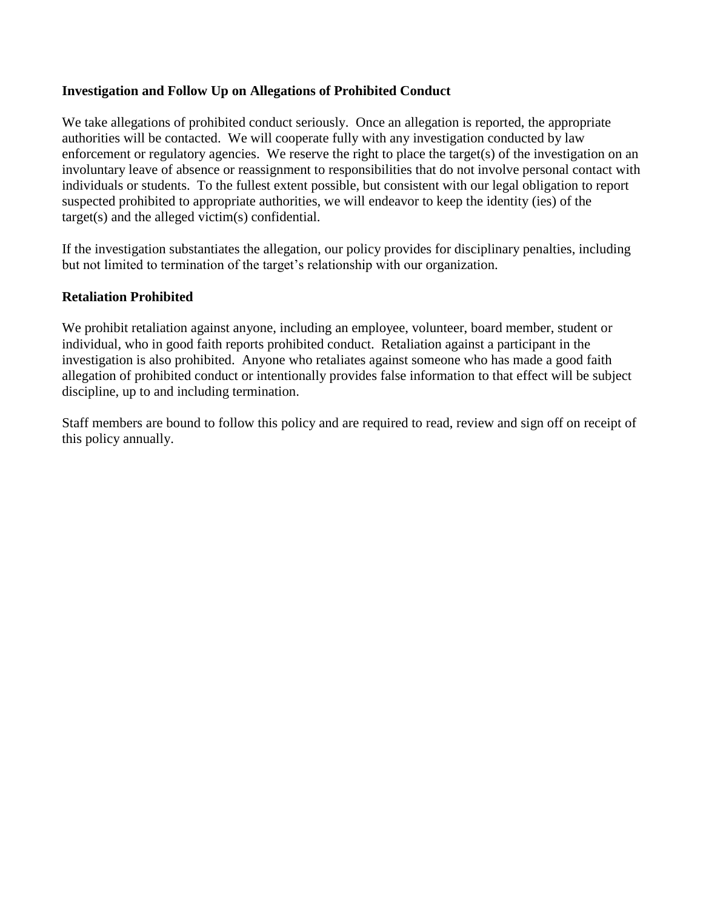**Investigation and Follow Up on Allegations of Prohibited Conduct**

We take allegations of prohibited conduct seriously. Once an allegation is reported, the appropriate authorities will be contacted. We will cooperate fully with any investigation conducted by law enforcement or regulatory agencies. We reserve the right to place the target(s) of the investigation on an involuntary leave of absence or reassignment to responsibilities that do not involve personal contact with individuals or students. To the fullest extent possible, but consistent with our legal obligation to report suspected prohibited to appropriate authorities, we will endeavor to keep the identity (ies) of the target(s) and the alleged victim(s) confidential.

If the investigation substantiates the allegation, our policy provides for disciplinary penalties, including but not limited to termination of the target's relationship with our organization.

**Retaliation Prohibited**

We prohibit retaliation against anyone, including an employee, volunteer, board member, student or individual, who in good faith reports prohibited conduct. Retaliation against a participant in the investigation is also prohibited. Anyone who retaliates against someone who has made a good faith allegation of prohibited conduct or intentionally provides false information to that effect will be subject discipline, up to and including termination.

Staff members are bound to follow this policy and are required to read, review and sign off on receipt of this policy annually.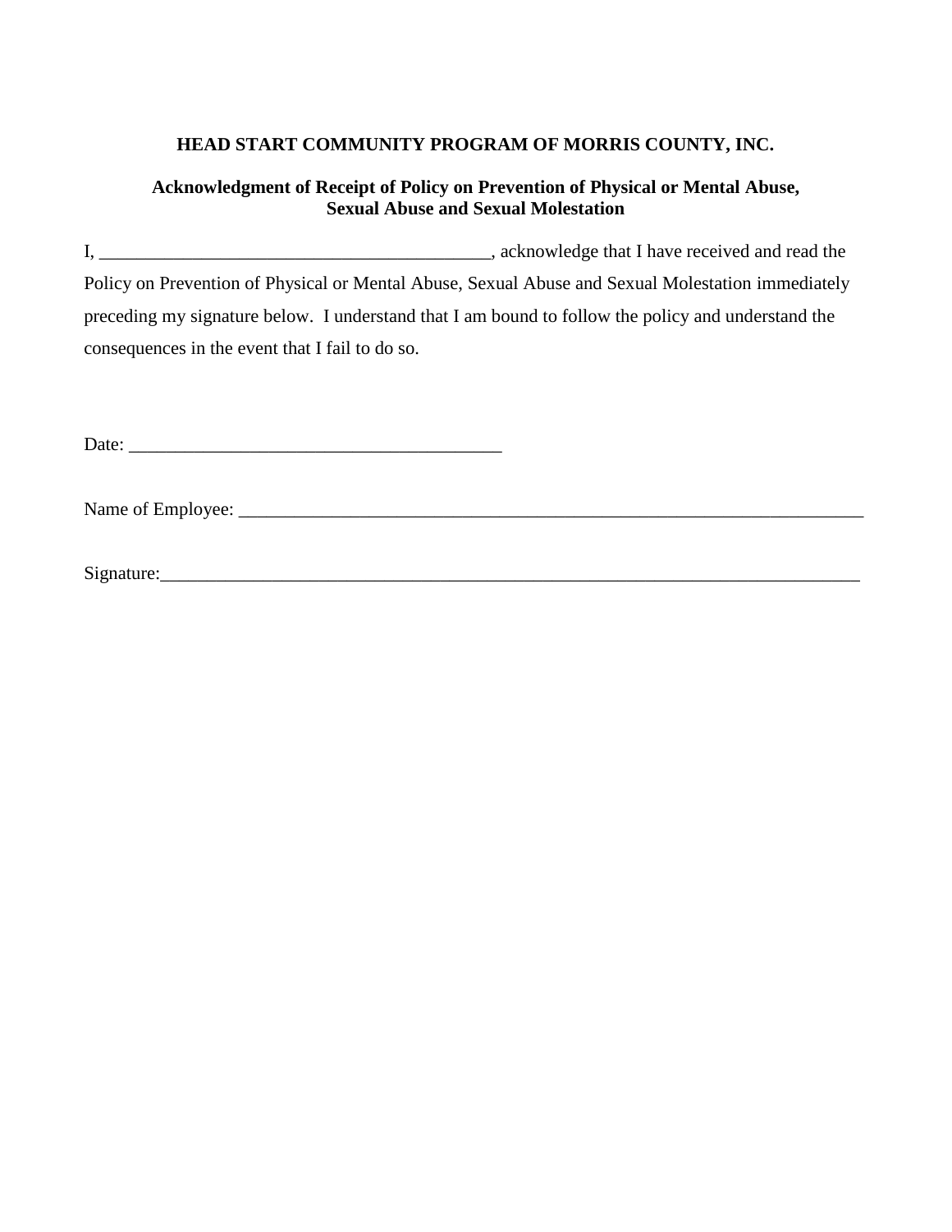**HEAD START COMMUNITY PROGRAM OF MORRIS COUNTY, INC.**

**Acknowledgment of Receipt of Policy on Prevention of Physical or Mental Abuse, Sexual Abuse and Sexual Molestation**

I, __________________________________________, acknowledge that I have received and read the Policy on Prevention of Physical or Mental Abuse, Sexual Abuse and Sexual Molestation immediately preceding my signature below. I understand that I am bound to follow the policy and understand the consequences in the event that I fail to do so.

Date: _________________________________________

Name of Employee: _____________________________________________________________________

Signature:______________________________________________________________________________